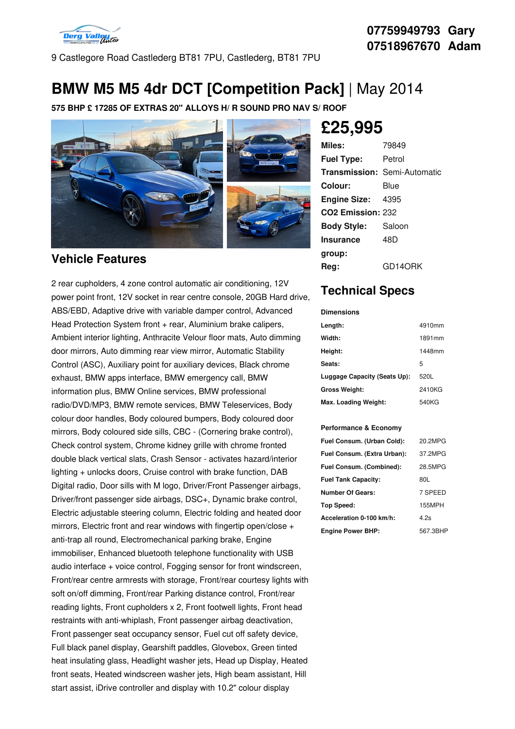07759949793 Gary
07518967670 Adam

9 Castlegore Road Castlederg BT81 7PU, Castlederg, BT81 7PU

# BMW M5 M5 4dr DCT [Competition Pack] | May 2014

**575 BHP £ 17285 OF EXTRAS 20" ALLOYS H/ R SOUND PRO NAV S/ ROOF**

## £25,995

| | |
|---|---|
| **Miles:** | 79849 |
| **Fuel Type:** | Petrol |
| **Transmission:** | Semi-Automatic |
| **Colour:** | Blue |
| **Engine Size:** | 4395 |
| **CO2 Emission:** | 232 |
| **Body Style:** | Saloon |
| **Insurance group:** | 48D |
| **Reg:** | GD14ORK |

## Vehicle Features

2 rear cupholders, 4 zone control automatic air conditioning, 12V power point front, 12V socket in rear centre console, 20GB Hard drive, ABS/EBD, Adaptive drive with variable damper control, Advanced Head Protection System front + rear, Aluminium brake calipers, Ambient interior lighting, Anthracite Velour floor mats, Auto dimming door mirrors, Auto dimming rear view mirror, Automatic Stability Control (ASC), Auxiliary point for auxiliary devices, Black chrome exhaust, BMW apps interface, BMW emergency call, BMW information plus, BMW Online services, BMW professional radio/DVD/MP3, BMW remote services, BMW Teleservices, Body colour door handles, Body coloured bumpers, Body coloured door mirrors, Body coloured side sills, CBC - (Cornering brake control), Check control system, Chrome kidney grille with chrome fronted double black vertical slats, Crash Sensor - activates hazard/interior lighting + unlocks doors, Cruise control with brake function, DAB Digital radio, Door sills with M logo, Driver/Front Passenger airbags, Driver/front passenger side airbags, DSC+, Dynamic brake control, Electric adjustable steering column, Electric folding and heated door mirrors, Electric front and rear windows with fingertip open/close + anti-trap all round, Electromechanical parking brake, Engine immobiliser, Enhanced bluetooth telephone functionality with USB audio interface + voice control, Fogging sensor for front windscreen, Front/rear centre armrests with storage, Front/rear courtesy lights with soft on/off dimming, Front/rear Parking distance control, Front/rear reading lights, Front cupholders x 2, Front footwell lights, Front head restraints with anti-whiplash, Front passenger airbag deactivation, Front passenger seat occupancy sensor, Fuel cut off safety device, Full black panel display, Gearshift paddles, Glovebox, Green tinted heat insulating glass, Headlight washer jets, Head up Display, Heated front seats, Heated windscreen washer jets, High beam assistant, Hill start assist, iDrive controller and display with 10.2" colour display

## Technical Specs

**Dimensions**

| | |
|---|---|
| **Length:** | 4910mm |
| **Width:** | 1891mm |
| **Height:** | 1448mm |
| **Seats:** | 5 |
| **Luggage Capacity (Seats Up):** | 520L |
| **Gross Weight:** | 2410KG |
| **Max. Loading Weight:** | 540KG |

**Performance & Economy**

| | |
|---|---|
| **Fuel Consum. (Urban Cold):** | 20.2MPG |
| **Fuel Consum. (Extra Urban):** | 37.2MPG |
| **Fuel Consum. (Combined):** | 28.5MPG |
| **Fuel Tank Capacity:** | 80L |
| **Number Of Gears:** | 7 SPEED |
| **Top Speed:** | 155MPH |
| **Acceleration 0-100 km/h:** | 4.2s |
| **Engine Power BHP:** | 567.3BHP |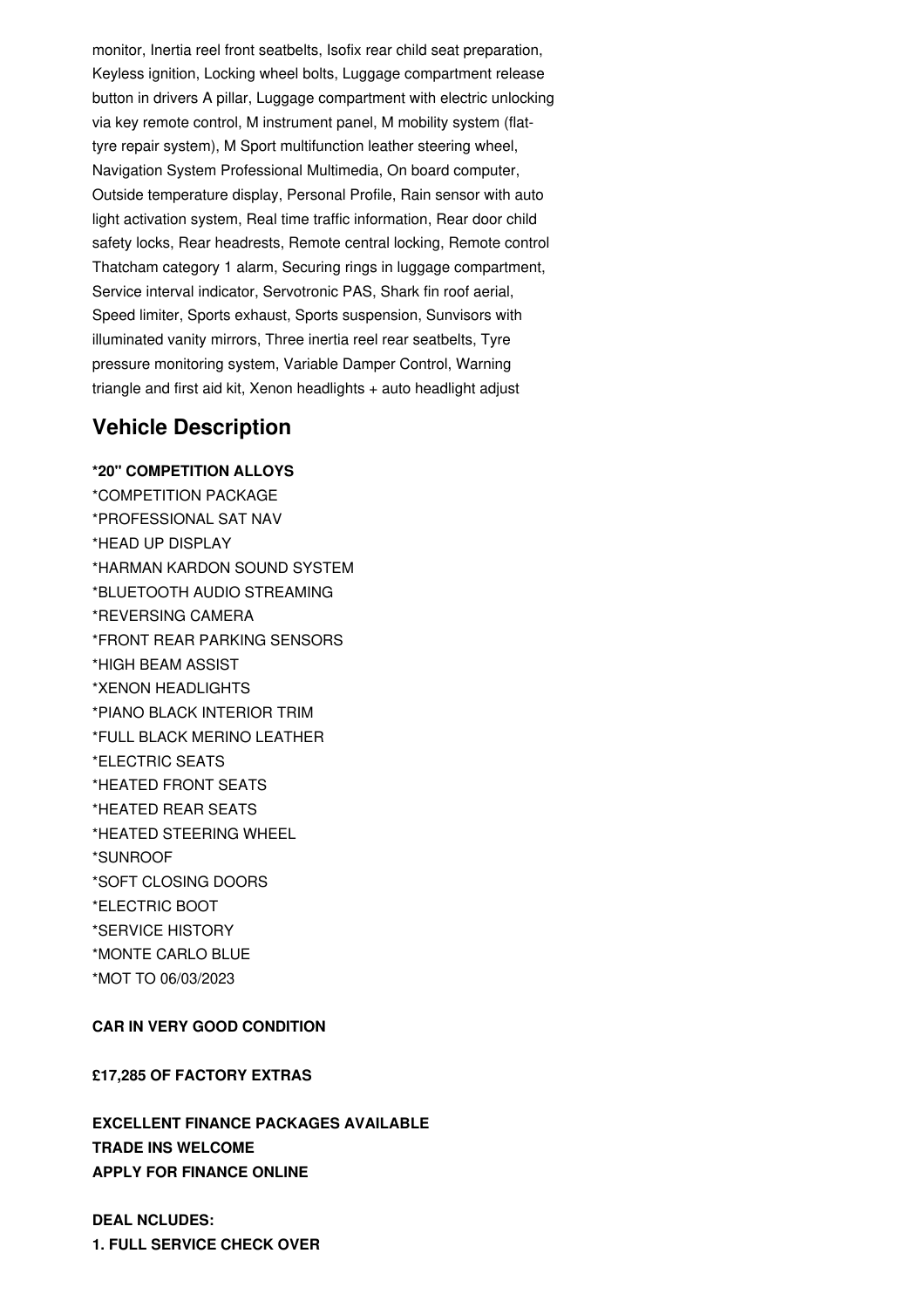monitor, Inertia reel front seatbelts, Isofix rear child seat preparation, Keyless ignition, Locking wheel bolts, Luggage compartment release button in drivers A pillar, Luggage compartment with electric unlocking via key remote control, M instrument panel, M mobility system (flat-tyre repair system), M Sport multifunction leather steering wheel, Navigation System Professional Multimedia, On board computer, Outside temperature display, Personal Profile, Rain sensor with auto light activation system, Real time traffic information, Rear door child safety locks, Rear headrests, Remote central locking, Remote control Thatcham category 1 alarm, Securing rings in luggage compartment, Service interval indicator, Servotronic PAS, Shark fin roof aerial, Speed limiter, Sports exhaust, Sports suspension, Sunvisors with illuminated vanity mirrors, Three inertia reel rear seatbelts, Tyre pressure monitoring system, Variable Damper Control, Warning triangle and first aid kit, Xenon headlights + auto headlight adjust

## Vehicle Description

**\*20" COMPETITION ALLOYS**
*COMPETITION PACKAGE
*PROFESSIONAL SAT NAV
*HEAD UP DISPLAY
*HARMAN KARDON SOUND SYSTEM
*BLUETOOTH AUDIO STREAMING
*REVERSING CAMERA
*FRONT REAR PARKING SENSORS
*HIGH BEAM ASSIST
*XENON HEADLIGHTS
*PIANO BLACK INTERIOR TRIM
*FULL BLACK MERINO LEATHER
*ELECTRIC SEATS
*HEATED FRONT SEATS
*HEATED REAR SEATS
*HEATED STEERING WHEEL
*SUNROOF
*SOFT CLOSING DOORS
*ELECTRIC BOOT
*SERVICE HISTORY
*MONTE CARLO BLUE
*MOT TO 06/03/2023

**CAR IN VERY GOOD CONDITION**

**£17,285 OF FACTORY EXTRAS**

**EXCELLENT FINANCE PACKAGES AVAILABLE**
**TRADE INS WELCOME**
**APPLY FOR FINANCE ONLINE**

**DEAL NCLUDES:**
**1. FULL SERVICE CHECK OVER**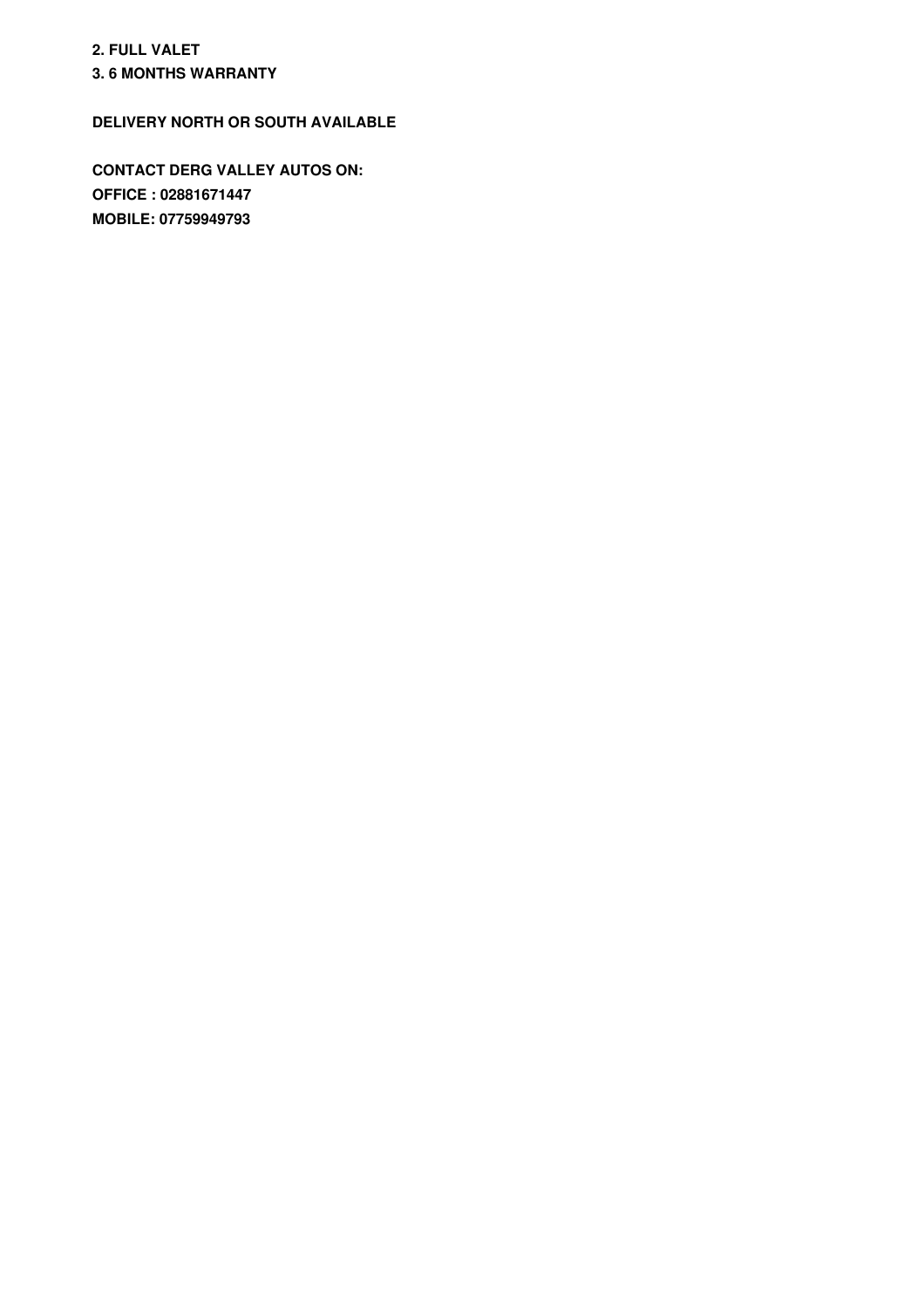**2. FULL VALET**

**3. 6 MONTHS WARRANTY**

**DELIVERY NORTH OR SOUTH AVAILABLE**

**CONTACT DERG VALLEY AUTOS ON:**

**OFFICE : 02881671447**

**MOBILE: 07759949793**